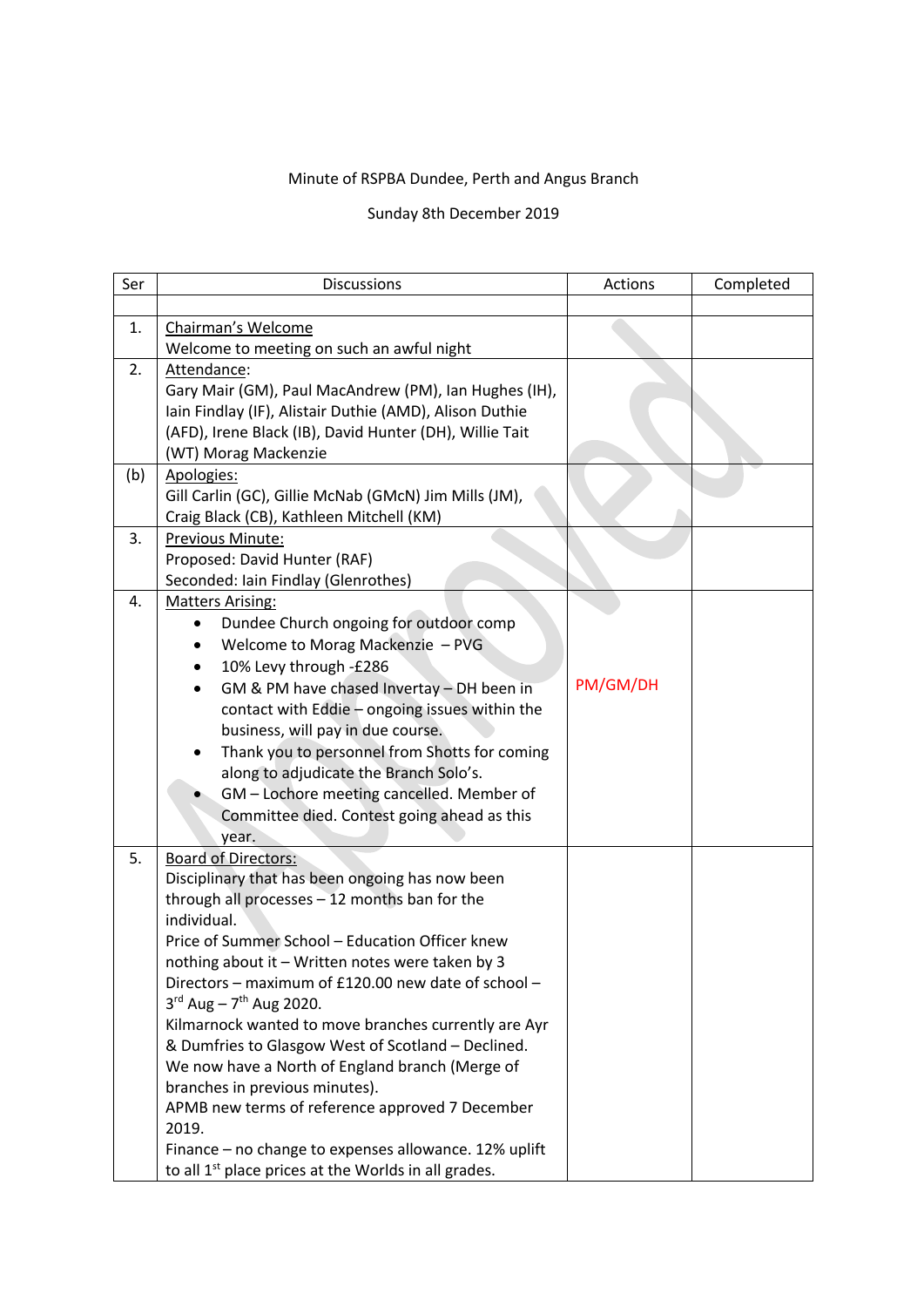Minute of RSPBA Dundee, Perth and Angus Branch

Sunday 8th December 2019

| Ser | Discussions | Actions | Completed |
|---|---|---|---|
| | | | |
| 1. | Chairman's Welcome<br>Welcome to meeting on such an awful night | | |
| 2. | Attendance:<br>Gary Mair (GM), Paul MacAndrew (PM), Ian Hughes (IH), Iain Findlay (IF), Alistair Duthie (AMD), Alison Duthie (AFD), Irene Black (IB), David Hunter (DH), Willie Tait (WT) Morag Mackenzie | | |
| (b) | Apologies:<br>Gill Carlin (GC), Gillie McNab (GMcN) Jim Mills (JM), Craig Black (CB), Kathleen Mitchell (KM) | | |
| 3. | Previous Minute:<br>Proposed: David Hunter (RAF)<br>Seconded: Iain Findlay (Glenrothes) | | |
| 4. | Matters Arising:<br>• Dundee Church ongoing for outdoor comp<br>• Welcome to Morag Mackenzie – PVG<br>• 10% Levy through -£286<br>• GM & PM have chased Invertay – DH been in contact with Eddie – ongoing issues within the business, will pay in due course.<br>• Thank you to personnel from Shotts for coming along to adjudicate the Branch Solo's.<br>• GM – Lochore meeting cancelled. Member of Committee died. Contest going ahead as this year. | PM/GM/DH | |
| 5. | Board of Directors:<br>Disciplinary that has been ongoing has now been through all processes – 12 months ban for the individual.<br>Price of Summer School – Education Officer knew nothing about it – Written notes were taken by 3 Directors – maximum of £120.00 new date of school – 3rd Aug – 7th Aug 2020.<br>Kilmarnock wanted to move branches currently are Ayr & Dumfries to Glasgow West of Scotland – Declined.<br>We now have a North of England branch (Merge of branches in previous minutes).<br>APMB new terms of reference approved 7 December 2019.<br>Finance – no change to expenses allowance. 12% uplift to all 1st place prices at the Worlds in all grades. | | |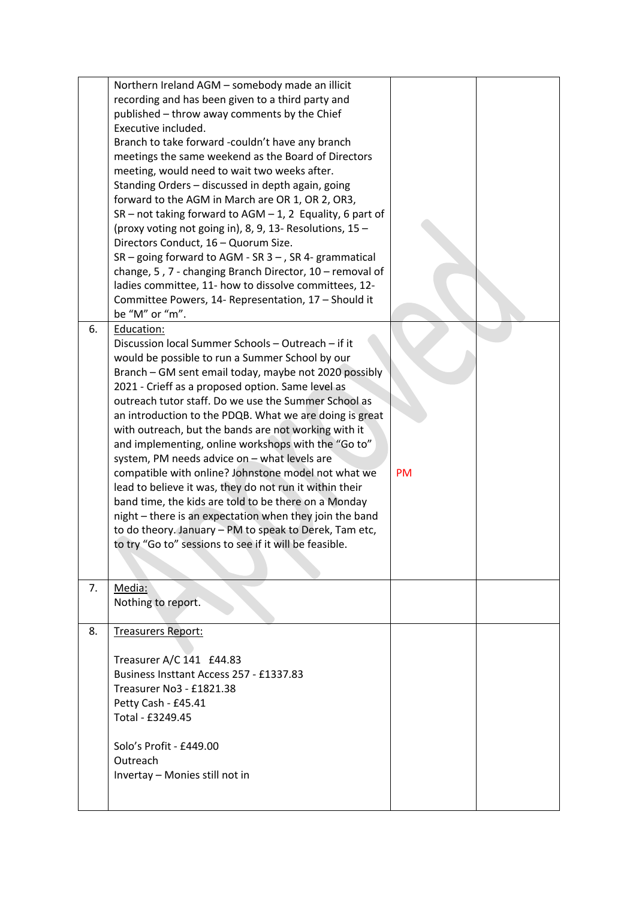|  |  |  |  |
|---|---|---|---|
|  | Northern Ireland AGM – somebody made an illicit recording and has been given to a third party and published – throw away comments by the Chief Executive included.<br>Branch to take forward -couldn't have any branch meetings the same weekend as the Board of Directors meeting, would need to wait two weeks after.<br>Standing Orders – discussed in depth again, going forward to the AGM in March are OR 1, OR 2, OR3, SR – not taking forward to AGM – 1, 2 Equality, 6 part of (proxy voting not going in), 8, 9, 13- Resolutions, 15 – Directors Conduct, 16 – Quorum Size.<br>SR – going forward to AGM - SR 3 – , SR 4- grammatical change, 5 , 7 - changing Branch Director, 10 – removal of ladies committee, 11- how to dissolve committees, 12- Committee Powers, 14- Representation, 17 – Should it be "M" or "m". |  |  |
| 6. | Education:<br>Discussion local Summer Schools – Outreach – if it would be possible to run a Summer School by our Branch – GM sent email today, maybe not 2020 possibly 2021 - Crieff as a proposed option. Same level as outreach tutor staff. Do we use the Summer School as an introduction to the PDQB. What we are doing is great with outreach, but the bands are not working with it and implementing, online workshops with the "Go to" system, PM needs advice on – what levels are compatible with online? Johnstone model not what we lead to believe it was, they do not run it within their band time, the kids are told to be there on a Monday night – there is an expectation when they join the band to do theory. January – PM to speak to Derek, Tam etc, to try "Go to" sessions to see if it will be feasible. | PM |  |
| 7. | Media:<br>Nothing to report. |  |  |
| 8. | Treasurers Report:<br><br>Treasurer A/C 141 £44.83<br>Business Insttant Access 257 - £1337.83<br>Treasurer No3 - £1821.38<br>Petty Cash - £45.41<br>Total - £3249.45<br><br>Solo's Profit - £449.00<br>Outreach<br>Invertay – Monies still not in |  |  |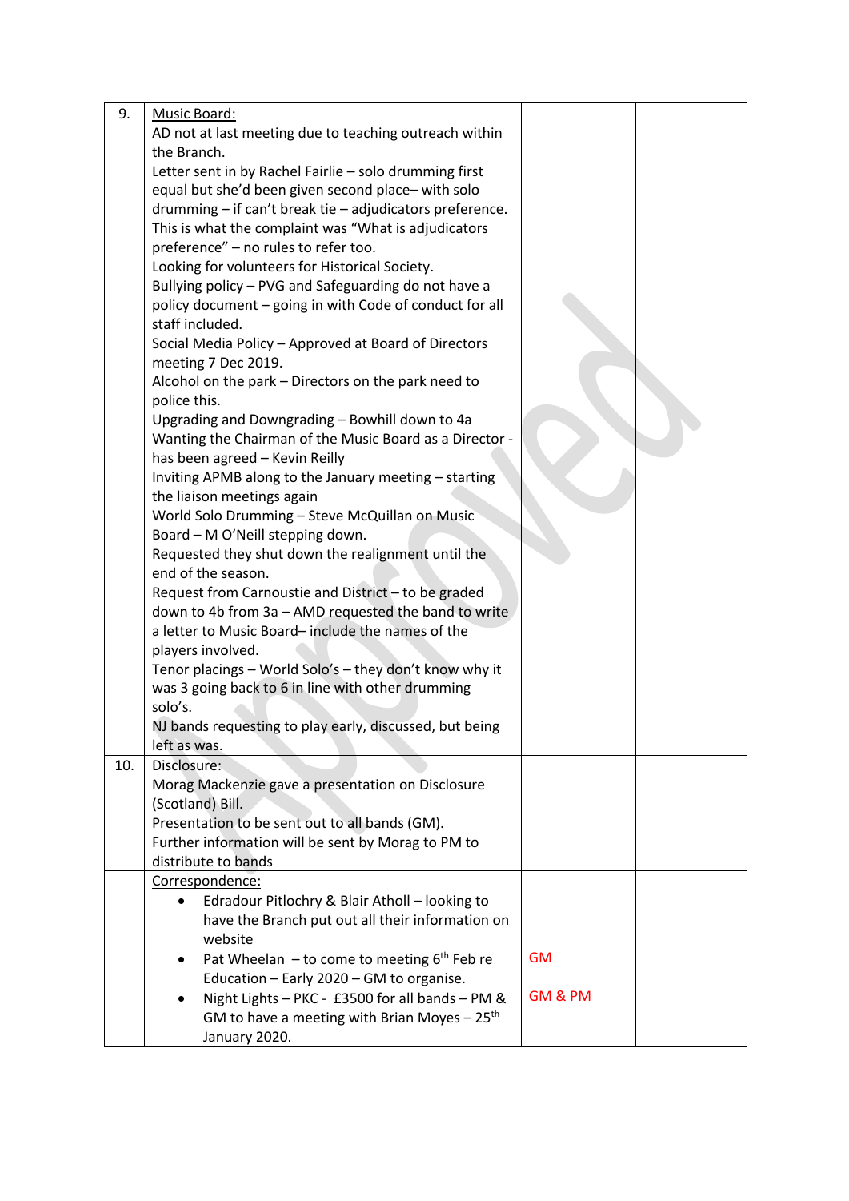| | | | |
|---|---|---|---|
| 9. | Music Board:<br>AD not at last meeting due to teaching outreach within the Branch.<br>Letter sent in by Rachel Fairlie – solo drumming first equal but she'd been given second place– with solo drumming – if can't break tie – adjudicators preference. This is what the complaint was "What is adjudicators preference" – no rules to refer too.<br>Looking for volunteers for Historical Society.<br>Bullying policy – PVG and Safeguarding do not have a policy document – going in with Code of conduct for all staff included.<br>Social Media Policy – Approved at Board of Directors meeting 7 Dec 2019.<br>Alcohol on the park – Directors on the park need to police this.<br>Upgrading and Downgrading – Bowhill down to 4a<br>Wanting the Chairman of the Music Board as a Director - has been agreed – Kevin Reilly<br>Inviting APMB along to the January meeting – starting the liaison meetings again<br>World Solo Drumming – Steve McQuillan on Music Board – M O'Neill stepping down.<br>Requested they shut down the realignment until the end of the season.<br>Request from Carnoustie and District – to be graded down to 4b from 3a – AMD requested the band to write a letter to Music Board– include the names of the players involved.<br>Tenor placings – World Solo's – they don't know why it was 3 going back to 6 in line with other drumming solo's.<br>NJ bands requesting to play early, discussed, but being left as was. | | |
| 10. | Disclosure:<br>Morag Mackenzie gave a presentation on Disclosure (Scotland) Bill.<br>Presentation to be sent out to all bands (GM).<br>Further information will be sent by Morag to PM to distribute to bands | | |
| | Correspondence:<br>• Edradour Pitlochry & Blair Atholl – looking to have the Branch put out all their information on website<br>• Pat Wheelan – to come to meeting 6th Feb re Education – Early 2020 – GM to organise.<br>• Night Lights – PKC - £3500 for all bands – PM & GM to have a meeting with Brian Moyes – 25th January 2020. | GM<br><br>GM & PM | |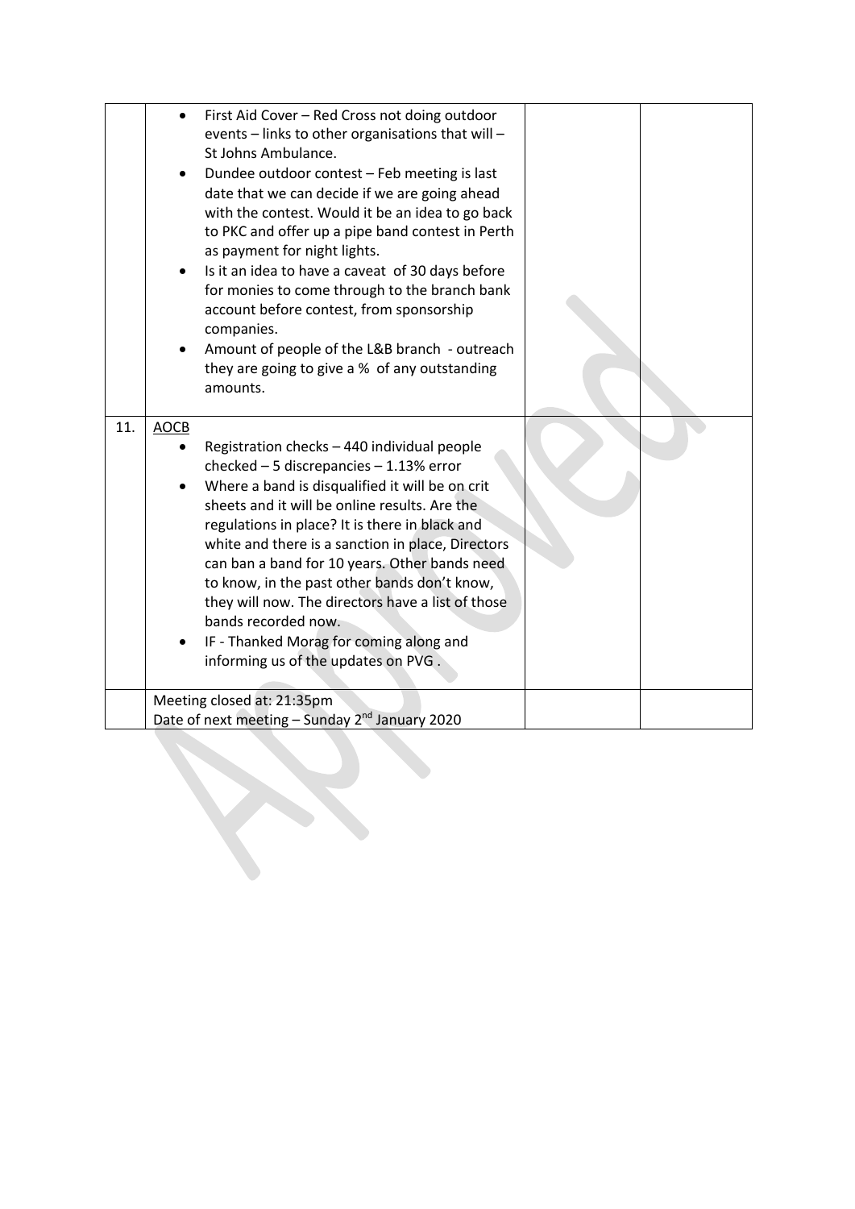| | | | |
|---|---|---|---|
| | • First Aid Cover – Red Cross not doing outdoor events – links to other organisations that will – St Johns Ambulance.<br>• Dundee outdoor contest – Feb meeting is last date that we can decide if we are going ahead with the contest. Would it be an idea to go back to PKC and offer up a pipe band contest in Perth as payment for night lights.<br>• Is it an idea to have a caveat of 30 days before for monies to come through to the branch bank account before contest, from sponsorship companies.<br>• Amount of people of the L&B branch - outreach they are going to give a % of any outstanding amounts. | | |
| 11. | <u>AOCB</u><br>• Registration checks – 440 individual people checked – 5 discrepancies – 1.13% error<br>• Where a band is disqualified it will be on crit sheets and it will be online results. Are the regulations in place? It is there in black and white and there is a sanction in place, Directors can ban a band for 10 years. Other bands need to know, in the past other bands don't know, they will now. The directors have a list of those bands recorded now.<br>• IF - Thanked Morag for coming along and informing us of the updates on PVG . | | |
| | Meeting closed at: 21:35pm<br>Date of next meeting – Sunday 2nd January 2020 | | |